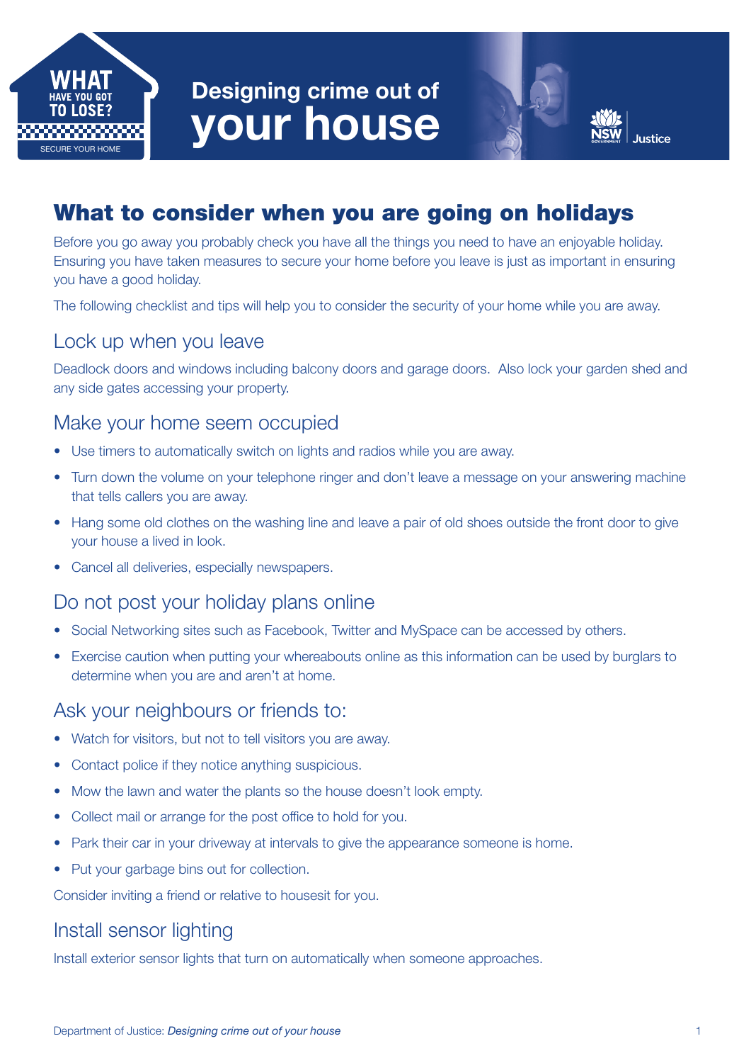WHAT HAVE YOU GOT TO LOSE?

SECURE YOUR HOME

# Designing crime out of your house

## What to consider when you are going on holidays

Before you go away you probably check you have all the things you need to have an enjoyable holiday. Ensuring you have taken measures to secure your home before you leave is just as important in ensuring you have a good holiday.

The following checklist and tips will help you to consider the security of your home while you are away.

### Lock up when you leave

Deadlock doors and windows including balcony doors and garage doors. Also lock your garden shed and any side gates accessing your property.

### Make your home seem occupied

- Use timers to automatically switch on lights and radios while you are away.
- Turn down the volume on your telephone ringer and don't leave a message on your answering machine that tells callers you are away.
- Hang some old clothes on the washing line and leave a pair of old shoes outside the front door to give your house a lived in look.
- Cancel all deliveries, especially newspapers.

### Do not post your holiday plans online

- Social Networking sites such as Facebook, Twitter and MySpace can be accessed by others.
- Exercise caution when putting your whereabouts online as this information can be used by burglars to determine when you are and aren't at home.

### Ask your neighbours or friends to:

- Watch for visitors, but not to tell visitors you are away.
- Contact police if they notice anything suspicious.
- Mow the lawn and water the plants so the house doesn't look empty.
- Collect mail or arrange for the post office to hold for you.
- Park their car in your driveway at intervals to give the appearance someone is home.
- Put your garbage bins out for collection.

Consider inviting a friend or relative to housesit for you.

### Install sensor lighting

Install exterior sensor lights that turn on automatically when someone approaches.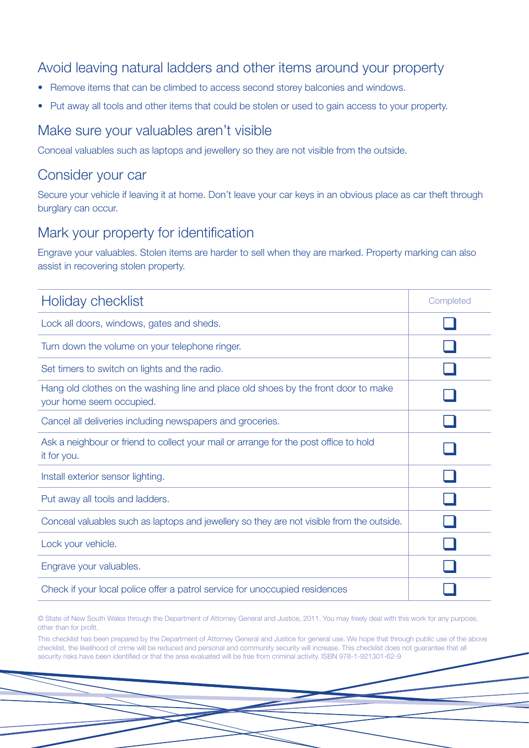## Avoid leaving natural ladders and other items around your property

- Remove items that can be climbed to access second storey balconies and windows.
- Put away all tools and other items that could be stolen or used to gain access to your property.

## Make sure your valuables aren't visible

Conceal valuables such as laptops and jewellery so they are not visible from the outside.

## Consider your car

Secure your vehicle if leaving it at home. Don't leave your car keys in an obvious place as car theft through burglary can occur.

## Mark your property for identification

Engrave your valuables. Stolen items are harder to sell when they are marked. Property marking can also assist in recovering stolen property.

| Holiday checklist | Completed |
|---|---|
| Lock all doors, windows, gates and sheds. | ☐ |
| Turn down the volume on your telephone ringer. | ☐ |
| Set timers to switch on lights and the radio. | ☐ |
| Hang old clothes on the washing line and place old shoes by the front door to make your home seem occupied. | ☐ |
| Cancel all deliveries including newspapers and groceries. | ☐ |
| Ask a neighbour or friend to collect your mail or arrange for the post office to hold it for you. | ☐ |
| Install exterior sensor lighting. | ☐ |
| Put away all tools and ladders. | ☐ |
| Conceal valuables such as laptops and jewellery so they are not visible from the outside. | ☐ |
| Lock your vehicle. | ☐ |
| Engrave your valuables. | ☐ |
| Check if your local police offer a patrol service for unoccupied residences | ☐ |

© State of New South Wales through the Department of Attorney General and Justice, 2011. You may freely deal with this work for any purpose, other than for profit.

This checklist has been prepared by the Department of Attorney General and Justice for general use. We hope that through public use of the above checklist, the likelihood of crime will be reduced and personal and community security will increase. This checklist does not guarantee that all security risks have been identified or that the area evaluated will be free from criminal activity. ISBN 978-1-921301-62-9